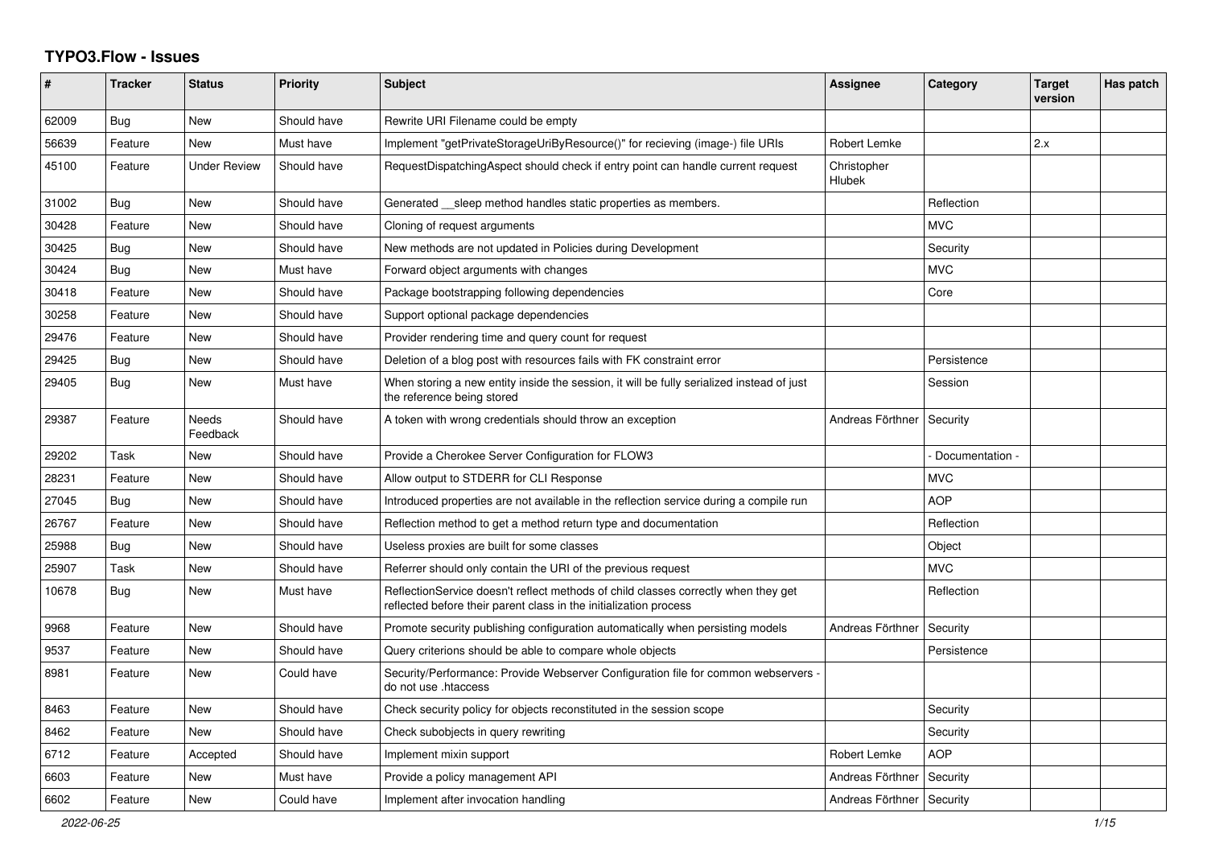# TYPO3.Flow - Issues

| # | Tracker | Status | Priority | Subject | Assignee | Category | Target version | Has patch |
|---|---|---|---|---|---|---|---|---|
| 62009 | Bug | New | Should have | Rewrite URI Filename could be empty | | | | |
| 56639 | Feature | New | Must have | Implement "getPrivateStorageUriByResource()" for recieving (image-) file URIs | Robert Lemke | | 2.x | |
| 45100 | Feature | Under Review | Should have | RequestDispatchingAspect should check if entry point can handle current request | Christopher Hlubek | | | |
| 31002 | Bug | New | Should have | Generated __sleep method handles static properties as members. | | Reflection | | |
| 30428 | Feature | New | Should have | Cloning of request arguments | | MVC | | |
| 30425 | Bug | New | Should have | New methods are not updated in Policies during Development | | Security | | |
| 30424 | Bug | New | Must have | Forward object arguments with changes | | MVC | | |
| 30418 | Feature | New | Should have | Package bootstrapping following dependencies | | Core | | |
| 30258 | Feature | New | Should have | Support optional package dependencies | | | | |
| 29476 | Feature | New | Should have | Provider rendering time and query count for request | | | | |
| 29425 | Bug | New | Should have | Deletion of a blog post with resources fails with FK constraint error | | Persistence | | |
| 29405 | Bug | New | Must have | When storing a new entity inside the session, it will be fully serialized instead of just the reference being stored | | Session | | |
| 29387 | Feature | Needs Feedback | Should have | A token with wrong credentials should throw an exception | Andreas Förthner | Security | | |
| 29202 | Task | New | Should have | Provide a Cherokee Server Configuration for FLOW3 | | - Documentation - | | |
| 28231 | Feature | New | Should have | Allow output to STDERR for CLI Response | | MVC | | |
| 27045 | Bug | New | Should have | Introduced properties are not available in the reflection service during a compile run | | AOP | | |
| 26767 | Feature | New | Should have | Reflection method to get a method return type and documentation | | Reflection | | |
| 25988 | Bug | New | Should have | Useless proxies are built for some classes | | Object | | |
| 25907 | Task | New | Should have | Referrer should only contain the URI of the previous request | | MVC | | |
| 10678 | Bug | New | Must have | ReflectionService doesn't reflect methods of child classes correctly when they get reflected before their parent class in the initialization process | | Reflection | | |
| 9968 | Feature | New | Should have | Promote security publishing configuration automatically when persisting models | Andreas Förthner | Security | | |
| 9537 | Feature | New | Should have | Query criterions should be able to compare whole objects | | Persistence | | |
| 8981 | Feature | New | Could have | Security/Performance: Provide Webserver Configuration file for common webservers - do not use .htaccess | | | | |
| 8463 | Feature | New | Should have | Check security policy for objects reconstituted in the session scope | | Security | | |
| 8462 | Feature | New | Should have | Check subobjects in query rewriting | | Security | | |
| 6712 | Feature | Accepted | Should have | Implement mixin support | Robert Lemke | AOP | | |
| 6603 | Feature | New | Must have | Provide a policy management API | Andreas Förthner | Security | | |
| 6602 | Feature | New | Could have | Implement after invocation handling | Andreas Förthner | Security | | |

2022-06-25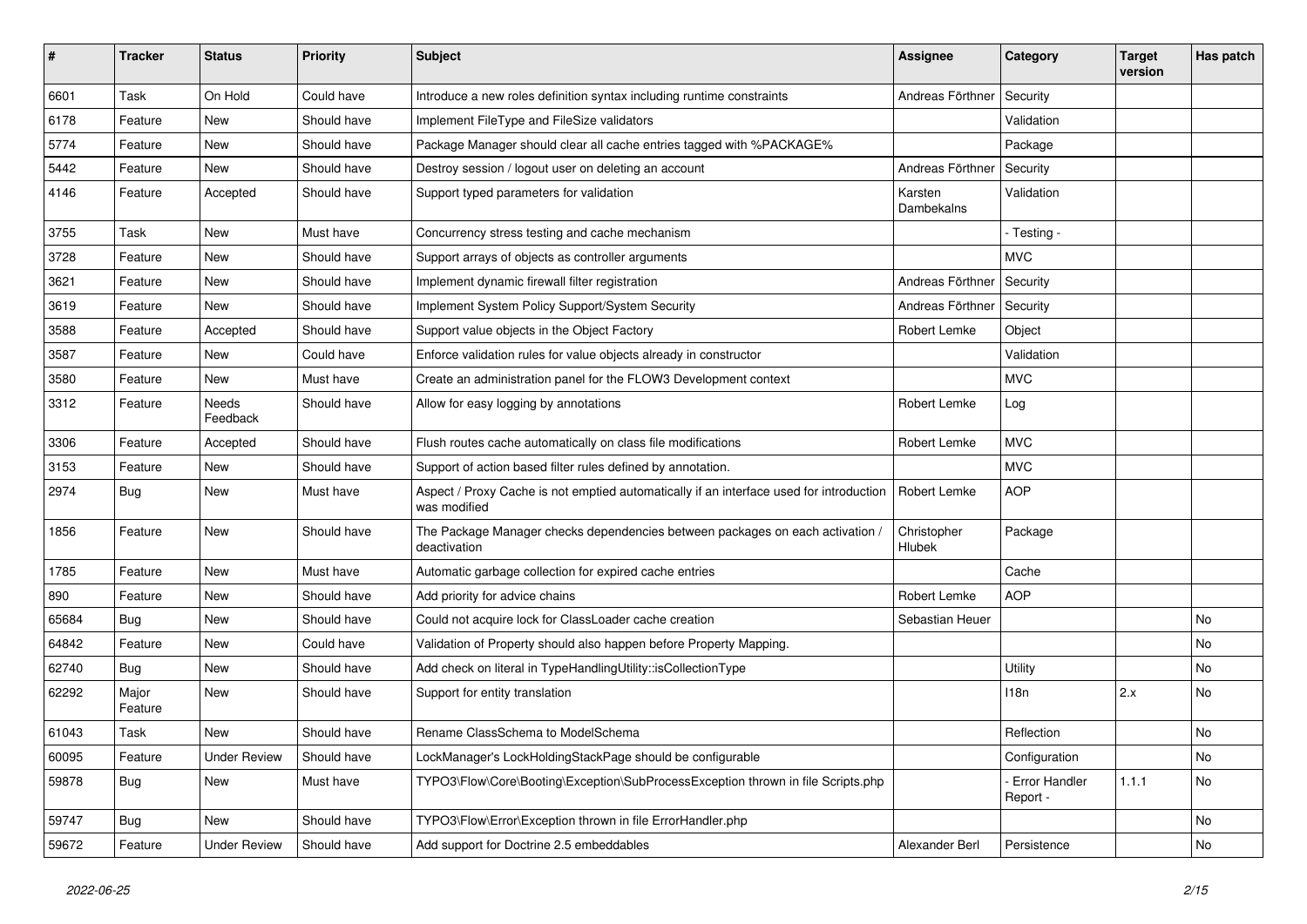| # | Tracker | Status | Priority | Subject | Assignee | Category | Target version | Has patch |
|---|---|---|---|---|---|---|---|---|
| 6601 | Task | On Hold | Could have | Introduce a new roles definition syntax including runtime constraints | Andreas Förthner | Security | | |
| 6178 | Feature | New | Should have | Implement FileType and FileSize validators | | Validation | | |
| 5774 | Feature | New | Should have | Package Manager should clear all cache entries tagged with %PACKAGE% | | Package | | |
| 5442 | Feature | New | Should have | Destroy session / logout user on deleting an account | Andreas Förthner | Security | | |
| 4146 | Feature | Accepted | Should have | Support typed parameters for validation | Karsten Dambekalns | Validation | | |
| 3755 | Task | New | Must have | Concurrency stress testing and cache mechanism | | - Testing - | | |
| 3728 | Feature | New | Should have | Support arrays of objects as controller arguments | | MVC | | |
| 3621 | Feature | New | Should have | Implement dynamic firewall filter registration | Andreas Förthner | Security | | |
| 3619 | Feature | New | Should have | Implement System Policy Support/System Security | Andreas Förthner | Security | | |
| 3588 | Feature | Accepted | Should have | Support value objects in the Object Factory | Robert Lemke | Object | | |
| 3587 | Feature | New | Could have | Enforce validation rules for value objects already in constructor | | Validation | | |
| 3580 | Feature | New | Must have | Create an administration panel for the FLOW3 Development context | | MVC | | |
| 3312 | Feature | Needs Feedback | Should have | Allow for easy logging by annotations | Robert Lemke | Log | | |
| 3306 | Feature | Accepted | Should have | Flush routes cache automatically on class file modifications | Robert Lemke | MVC | | |
| 3153 | Feature | New | Should have | Support of action based filter rules defined by annotation. | | MVC | | |
| 2974 | Bug | New | Must have | Aspect / Proxy Cache is not emptied automatically if an interface used for introduction was modified | Robert Lemke | AOP | | |
| 1856 | Feature | New | Should have | The Package Manager checks dependencies between packages on each activation / deactivation | Christopher Hlubek | Package | | |
| 1785 | Feature | New | Must have | Automatic garbage collection for expired cache entries | | Cache | | |
| 890 | Feature | New | Should have | Add priority for advice chains | Robert Lemke | AOP | | |
| 65684 | Bug | New | Should have | Could not acquire lock for ClassLoader cache creation | Sebastian Heuer | | | No |
| 64842 | Feature | New | Could have | Validation of Property should also happen before Property Mapping. | | | | No |
| 62740 | Bug | New | Should have | Add check on literal in TypeHandlingUtility::isCollectionType | | Utility | | No |
| 62292 | Major Feature | New | Should have | Support for entity translation | | I18n | 2.x | No |
| 61043 | Task | New | Should have | Rename ClassSchema to ModelSchema | | Reflection | | No |
| 60095 | Feature | Under Review | Should have | LockManager's LockHoldingStackPage should be configurable | | Configuration | | No |
| 59878 | Bug | New | Must have | TYPO3\Flow\Core\Booting\Exception\SubProcessException thrown in file Scripts.php | | - Error Handler Report - | 1.1.1 | No |
| 59747 | Bug | New | Should have | TYPO3\Flow\Error\Exception thrown in file ErrorHandler.php | | | | No |
| 59672 | Feature | Under Review | Should have | Add support for Doctrine 2.5 embeddables | Alexander Berl | Persistence | | No |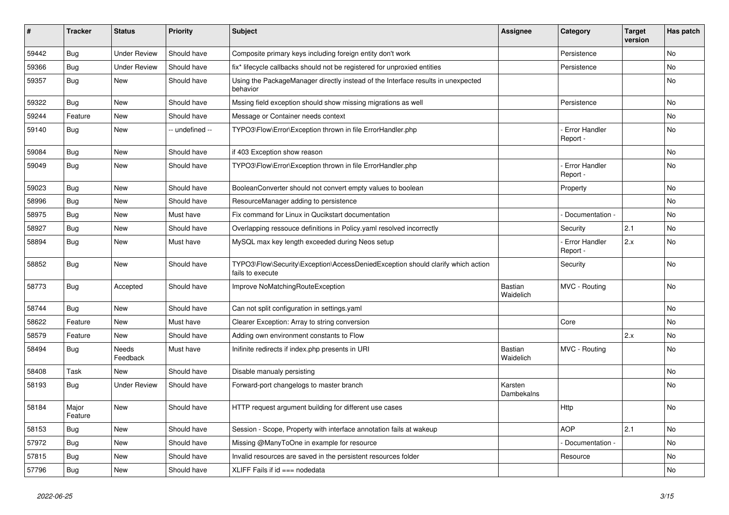| # | Tracker | Status | Priority | Subject | Assignee | Category | Target version | Has patch |
|---|---|---|---|---|---|---|---|---|
| 59442 | Bug | Under Review | Should have | Composite primary keys including foreign entity don't work | | Persistence | | No |
| 59366 | Bug | Under Review | Should have | fix* lifecycle callbacks should not be registered for unproxied entities | | Persistence | | No |
| 59357 | Bug | New | Should have | Using the PackageManager directly instead of the Interface results in unexpected behavior | | | | No |
| 59322 | Bug | New | Should have | Mssing field exception should show missing migrations as well | | Persistence | | No |
| 59244 | Feature | New | Should have | Message or Container needs context | | | | No |
| 59140 | Bug | New | -- undefined -- | TYPO3\Flow\Error\Exception thrown in file ErrorHandler.php | | - Error Handler Report - | | No |
| 59084 | Bug | New | Should have | if 403 Exception show reason | | | | No |
| 59049 | Bug | New | Should have | TYPO3\Flow\Error\Exception thrown in file ErrorHandler.php | | - Error Handler Report - | | No |
| 59023 | Bug | New | Should have | BooleanConverter should not convert empty values to boolean | | Property | | No |
| 58996 | Bug | New | Should have | ResourceManager adding to persistence | | | | No |
| 58975 | Bug | New | Must have | Fix command for Linux in Qucikstart documentation | | - Documentation - | | No |
| 58927 | Bug | New | Should have | Overlapping ressouce definitions in Policy.yaml resolved incorrectly | | Security | 2.1 | No |
| 58894 | Bug | New | Must have | MySQL max key length exceeded during Neos setup | | - Error Handler Report - | 2.x | No |
| 58852 | Bug | New | Should have | TYPO3\Flow\Security\Exception\AccessDeniedException should clarify which action fails to execute | | Security | | No |
| 58773 | Bug | Accepted | Should have | Improve NoMatchingRouteException | Bastian Waidelich | MVC - Routing | | No |
| 58744 | Bug | New | Should have | Can not split configuration in settings.yaml | | | | No |
| 58622 | Feature | New | Must have | Clearer Exception: Array to string conversion | | Core | | No |
| 58579 | Feature | New | Should have | Adding own environment constants to Flow | | | 2.x | No |
| 58494 | Bug | Needs Feedback | Must have | Inifinite redirects if index.php presents in URI | Bastian Waidelich | MVC - Routing | | No |
| 58408 | Task | New | Should have | Disable manualy persisting | | | | No |
| 58193 | Bug | Under Review | Should have | Forward-port changelogs to master branch | Karsten Dambekalns | | | No |
| 58184 | Major Feature | New | Should have | HTTP request argument building for different use cases | | Http | | No |
| 58153 | Bug | New | Should have | Session - Scope, Property with interface annotation fails at wakeup | | AOP | 2.1 | No |
| 57972 | Bug | New | Should have | Missing @ManyToOne in example for resource | | - Documentation - | | No |
| 57815 | Bug | New | Should have | Invalid resources are saved in the persistent resources folder | | Resource | | No |
| 57796 | Bug | New | Should have | XLIFF Fails if id === nodedata | | | | No |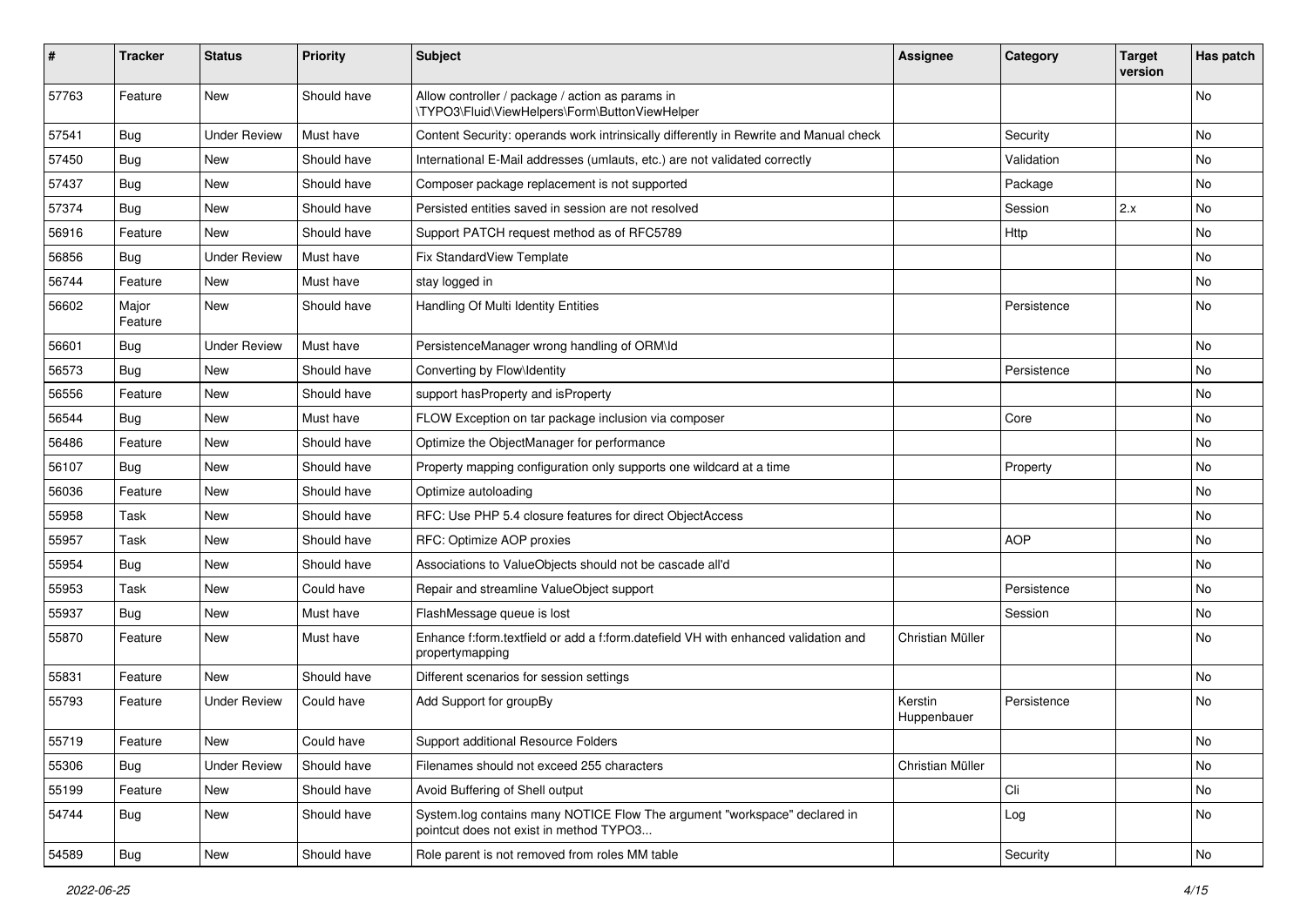| # | Tracker | Status | Priority | Subject | Assignee | Category | Target version | Has patch |
|---|---|---|---|---|---|---|---|---|
| 57763 | Feature | New | Should have | Allow controller / package / action as params in \TYPO3\Fluid\ViewHelpers\Form\ButtonViewHelper | | | | No |
| 57541 | Bug | Under Review | Must have | Content Security: operands work intrinsically differently in Rewrite and Manual check | | Security | | No |
| 57450 | Bug | New | Should have | International E-Mail addresses (umlauts, etc.) are not validated correctly | | Validation | | No |
| 57437 | Bug | New | Should have | Composer package replacement is not supported | | Package | | No |
| 57374 | Bug | New | Should have | Persisted entities saved in session are not resolved | | Session | 2.x | No |
| 56916 | Feature | New | Should have | Support PATCH request method as of RFC5789 | | Http | | No |
| 56856 | Bug | Under Review | Must have | Fix StandardView Template | | | | No |
| 56744 | Feature | New | Must have | stay logged in | | | | No |
| 56602 | Major Feature | New | Should have | Handling Of Multi Identity Entities | | Persistence | | No |
| 56601 | Bug | Under Review | Must have | PersistenceManager wrong handling of ORM\Id | | | | No |
| 56573 | Bug | New | Should have | Converting by Flow\Identity | | Persistence | | No |
| 56556 | Feature | New | Should have | support hasProperty and isProperty | | | | No |
| 56544 | Bug | New | Must have | FLOW Exception on tar package inclusion via composer | | Core | | No |
| 56486 | Feature | New | Should have | Optimize the ObjectManager for performance | | | | No |
| 56107 | Bug | New | Should have | Property mapping configuration only supports one wildcard at a time | | Property | | No |
| 56036 | Feature | New | Should have | Optimize autoloading | | | | No |
| 55958 | Task | New | Should have | RFC: Use PHP 5.4 closure features for direct ObjectAccess | | | | No |
| 55957 | Task | New | Should have | RFC: Optimize AOP proxies | | AOP | | No |
| 55954 | Bug | New | Should have | Associations to ValueObjects should not be cascade all'd | | | | No |
| 55953 | Task | New | Could have | Repair and streamline ValueObject support | | Persistence | | No |
| 55937 | Bug | New | Must have | FlashMessage queue is lost | | Session | | No |
| 55870 | Feature | New | Must have | Enhance f:form.textfield or add a f:form.datefield VH with enhanced validation and propertymapping | Christian Müller | | | No |
| 55831 | Feature | New | Should have | Different scenarios for session settings | | | | No |
| 55793 | Feature | Under Review | Could have | Add Support for groupBy | Kerstin Huppenbauer | Persistence | | No |
| 55719 | Feature | New | Could have | Support additional Resource Folders | | | | No |
| 55306 | Bug | Under Review | Should have | Filenames should not exceed 255 characters | Christian Müller | | | No |
| 55199 | Feature | New | Should have | Avoid Buffering of Shell output | | Cli | | No |
| 54744 | Bug | New | Should have | System.log contains many NOTICE Flow The argument "workspace" declared in pointcut does not exist in method TYPO3... | | Log | | No |
| 54589 | Bug | New | Should have | Role parent is not removed from roles MM table | | Security | | No |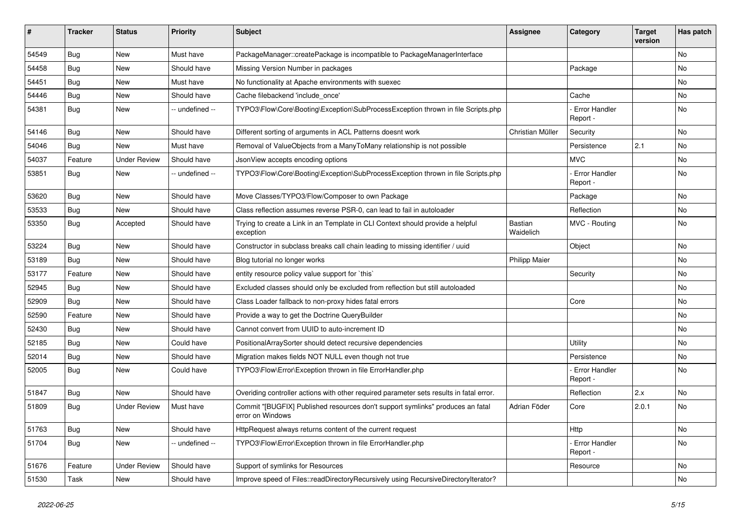| # | Tracker | Status | Priority | Subject | Assignee | Category | Target version | Has patch |
|---|---|---|---|---|---|---|---|---|
| 54549 | Bug | New | Must have | PackageManager::createPackage is incompatible to PackageManagerInterface | | | | No |
| 54458 | Bug | New | Should have | Missing Version Number in packages | | Package | | No |
| 54451 | Bug | New | Must have | No functionality at Apache environments with suexec | | | | No |
| 54446 | Bug | New | Should have | Cache filebackend 'include_once' | | Cache | | No |
| 54381 | Bug | New | -- undefined -- | TYPO3\Flow\Core\Booting\Exception\SubProcessException thrown in file Scripts.php | | - Error Handler Report - | | No |
| 54146 | Bug | New | Should have | Different sorting of arguments in ACL Patterns doesnt work | Christian Müller | Security | | No |
| 54046 | Bug | New | Must have | Removal of ValueObjects from a ManyToMany relationship is not possible | | Persistence | 2.1 | No |
| 54037 | Feature | Under Review | Should have | JsonView accepts encoding options | | MVC | | No |
| 53851 | Bug | New | -- undefined -- | TYPO3\Flow\Core\Booting\Exception\SubProcessException thrown in file Scripts.php | | - Error Handler Report - | | No |
| 53620 | Bug | New | Should have | Move Classes/TYPO3/Flow/Composer to own Package | | Package | | No |
| 53533 | Bug | New | Should have | Class reflection assumes reverse PSR-0, can lead to fail in autoloader | | Reflection | | No |
| 53350 | Bug | Accepted | Should have | Trying to create a Link in an Template in CLI Context should provide a helpful exception | Bastian Waidelich | MVC - Routing | | No |
| 53224 | Bug | New | Should have | Constructor in subclass breaks call chain leading to missing identifier / uuid | | Object | | No |
| 53189 | Bug | New | Should have | Blog tutorial no longer works | Philipp Maier | | | No |
| 53177 | Feature | New | Should have | entity resource policy value support for `this` | | Security | | No |
| 52945 | Bug | New | Should have | Excluded classes should only be excluded from reflection but still autoloaded | | | | No |
| 52909 | Bug | New | Should have | Class Loader fallback to non-proxy hides fatal errors | | Core | | No |
| 52590 | Feature | New | Should have | Provide a way to get the Doctrine QueryBuilder | | | | No |
| 52430 | Bug | New | Should have | Cannot convert from UUID to auto-increment ID | | | | No |
| 52185 | Bug | New | Could have | PositionalArraySorter should detect recursive dependencies | | Utility | | No |
| 52014 | Bug | New | Should have | Migration makes fields NOT NULL even though not true | | Persistence | | No |
| 52005 | Bug | New | Could have | TYPO3\Flow\Error\Exception thrown in file ErrorHandler.php | | - Error Handler Report - | | No |
| 51847 | Bug | New | Should have | Overiding controller actions with other required parameter sets results in fatal error. | | Reflection | 2.x | No |
| 51809 | Bug | Under Review | Must have | Commit "[BUGFIX] Published resources don't support symlinks" produces an fatal error on Windows | Adrian Föder | Core | 2.0.1 | No |
| 51763 | Bug | New | Should have | HttpRequest always returns content of the current request | | Http | | No |
| 51704 | Bug | New | -- undefined -- | TYPO3\Flow\Error\Exception thrown in file ErrorHandler.php | | - Error Handler Report - | | No |
| 51676 | Feature | Under Review | Should have | Support of symlinks for Resources | | Resource | | No |
| 51530 | Task | New | Should have | Improve speed of Files::readDirectoryRecursively using RecursiveDirectoryIterator? | | | | No |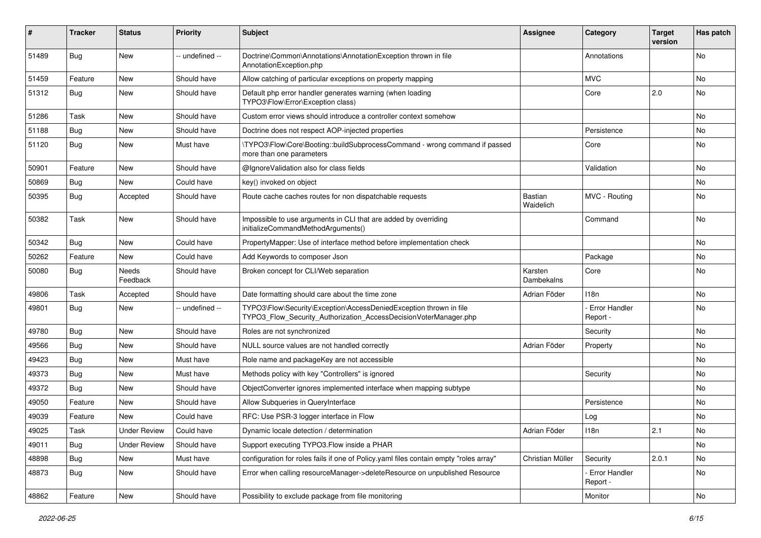| # | Tracker | Status | Priority | Subject | Assignee | Category | Target version | Has patch |
|---|---|---|---|---|---|---|---|---|
| 51489 | Bug | New | -- undefined -- | Doctrine\Common\Annotations\AnnotationException thrown in file AnnotationException.php | | Annotations | | No |
| 51459 | Feature | New | Should have | Allow catching of particular exceptions on property mapping | | MVC | | No |
| 51312 | Bug | New | Should have | Default php error handler generates warning (when loading TYPO3\Flow\Error\Exception class) | | Core | 2.0 | No |
| 51286 | Task | New | Should have | Custom error views should introduce a controller context somehow | | | | No |
| 51188 | Bug | New | Should have | Doctrine does not respect AOP-injected properties | | Persistence | | No |
| 51120 | Bug | New | Must have | \TYPO3\Flow\Core\Booting::buildSubprocessCommand - wrong command if passed more than one parameters | | Core | | No |
| 50901 | Feature | New | Should have | @IgnoreValidation also for class fields | | Validation | | No |
| 50869 | Bug | New | Could have | key() invoked on object | | | | No |
| 50395 | Bug | Accepted | Should have | Route cache caches routes for non dispatchable requests | Bastian Waidelich | MVC - Routing | | No |
| 50382 | Task | New | Should have | Impossible to use arguments in CLI that are added by overriding initializeCommandMethodArguments() | | Command | | No |
| 50342 | Bug | New | Could have | PropertyMapper: Use of interface method before implementation check | | | | No |
| 50262 | Feature | New | Could have | Add Keywords to composer Json | | Package | | No |
| 50080 | Bug | Needs Feedback | Should have | Broken concept for CLI/Web separation | Karsten Dambekalns | Core | | No |
| 49806 | Task | Accepted | Should have | Date formatting should care about the time zone | Adrian Föder | I18n | | No |
| 49801 | Bug | New | -- undefined -- | TYPO3\Flow\Security\Exception\AccessDeniedException thrown in file TYPO3_Flow_Security_Authorization_AccessDecisionVoterManager.php | | - Error Handler Report - | | No |
| 49780 | Bug | New | Should have | Roles are not synchronized | | Security | | No |
| 49566 | Bug | New | Should have | NULL source values are not handled correctly | Adrian Föder | Property | | No |
| 49423 | Bug | New | Must have | Role name and packageKey are not accessible | | | | No |
| 49373 | Bug | New | Must have | Methods policy with key "Controllers" is ignored | | Security | | No |
| 49372 | Bug | New | Should have | ObjectConverter ignores implemented interface when mapping subtype | | | | No |
| 49050 | Feature | New | Should have | Allow Subqueries in QueryInterface | | Persistence | | No |
| 49039 | Feature | New | Could have | RFC: Use PSR-3 logger interface in Flow | | Log | | No |
| 49025 | Task | Under Review | Could have | Dynamic locale detection / determination | Adrian Föder | I18n | 2.1 | No |
| 49011 | Bug | Under Review | Should have | Support executing TYPO3.Flow inside a PHAR | | | | No |
| 48898 | Bug | New | Must have | configuration for roles fails if one of Policy.yaml files contain empty "roles array" | Christian Müller | Security | 2.0.1 | No |
| 48873 | Bug | New | Should have | Error when calling resourceManager->deleteResource on unpublished Resource | | - Error Handler Report - | | No |
| 48862 | Feature | New | Should have | Possibility to exclude package from file monitoring | | Monitor | | No |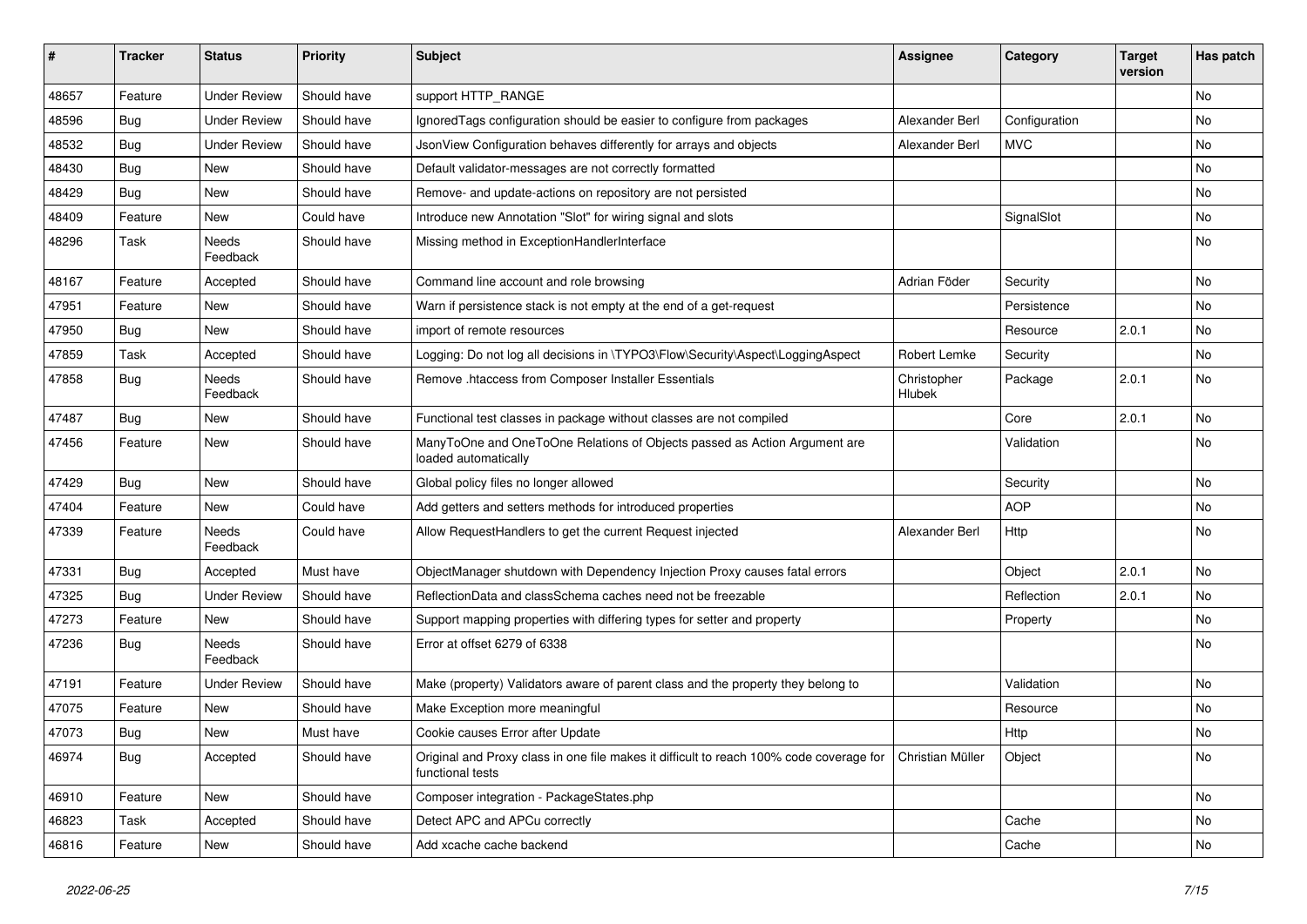| # | Tracker | Status | Priority | Subject | Assignee | Category | Target version | Has patch |
|---|---|---|---|---|---|---|---|---|
| 48657 | Feature | Under Review | Should have | support HTTP_RANGE | | | | No |
| 48596 | Bug | Under Review | Should have | IgnoredTags configuration should be easier to configure from packages | Alexander Berl | Configuration | | No |
| 48532 | Bug | Under Review | Should have | JsonView Configuration behaves differently for arrays and objects | Alexander Berl | MVC | | No |
| 48430 | Bug | New | Should have | Default validator-messages are not correctly formatted | | | | No |
| 48429 | Bug | New | Should have | Remove- and update-actions on repository are not persisted | | | | No |
| 48409 | Feature | New | Could have | Introduce new Annotation "Slot" for wiring signal and slots | | SignalSlot | | No |
| 48296 | Task | Needs Feedback | Should have | Missing method in ExceptionHandlerInterface | | | | No |
| 48167 | Feature | Accepted | Should have | Command line account and role browsing | Adrian Föder | Security | | No |
| 47951 | Feature | New | Should have | Warn if persistence stack is not empty at the end of a get-request | | Persistence | | No |
| 47950 | Bug | New | Should have | import of remote resources | | Resource | 2.0.1 | No |
| 47859 | Task | Accepted | Should have | Logging: Do not log all decisions in \TYPO3\Flow\Security\Aspect\LoggingAspect | Robert Lemke | Security | | No |
| 47858 | Bug | Needs Feedback | Should have | Remove .htaccess from Composer Installer Essentials | Christopher Hlubek | Package | 2.0.1 | No |
| 47487 | Bug | New | Should have | Functional test classes in package without classes are not compiled | | Core | 2.0.1 | No |
| 47456 | Feature | New | Should have | ManyToOne and OneToOne Relations of Objects passed as Action Argument are loaded automatically | | Validation | | No |
| 47429 | Bug | New | Should have | Global policy files no longer allowed | | Security | | No |
| 47404 | Feature | New | Could have | Add getters and setters methods for introduced properties | | AOP | | No |
| 47339 | Feature | Needs Feedback | Could have | Allow RequestHandlers to get the current Request injected | Alexander Berl | Http | | No |
| 47331 | Bug | Accepted | Must have | ObjectManager shutdown with Dependency Injection Proxy causes fatal errors | | Object | 2.0.1 | No |
| 47325 | Bug | Under Review | Should have | ReflectionData and classSchema caches need not be freezable | | Reflection | 2.0.1 | No |
| 47273 | Feature | New | Should have | Support mapping properties with differing types for setter and property | | Property | | No |
| 47236 | Bug | Needs Feedback | Should have | Error at offset 6279 of 6338 | | | | No |
| 47191 | Feature | Under Review | Should have | Make (property) Validators aware of parent class and the property they belong to | | Validation | | No |
| 47075 | Feature | New | Should have | Make Exception more meaningful | | Resource | | No |
| 47073 | Bug | New | Must have | Cookie causes Error after Update | | Http | | No |
| 46974 | Bug | Accepted | Should have | Original and Proxy class in one file makes it difficult to reach 100% code coverage for functional tests | Christian Müller | Object | | No |
| 46910 | Feature | New | Should have | Composer integration - PackageStates.php | | | | No |
| 46823 | Task | Accepted | Should have | Detect APC and APCu correctly | | Cache | | No |
| 46816 | Feature | New | Should have | Add xcache cache backend | | Cache | | No |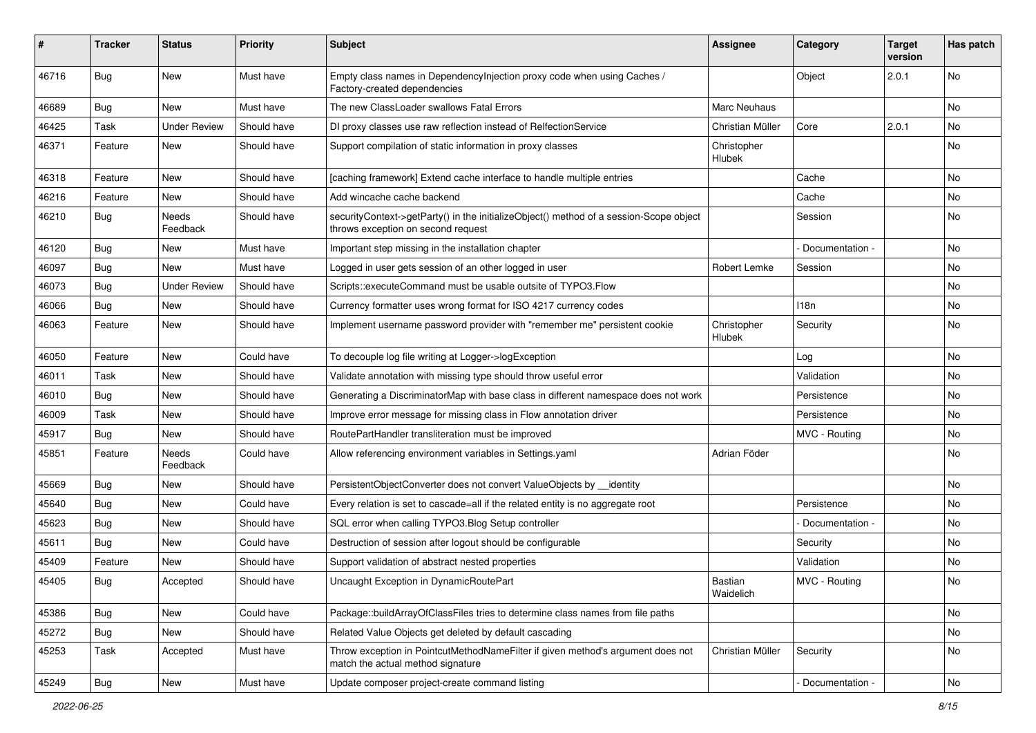| # | Tracker | Status | Priority | Subject | Assignee | Category | Target version | Has patch |
|---|---|---|---|---|---|---|---|---|
| 46716 | Bug | New | Must have | Empty class names in DependencyInjection proxy code when using Caches / Factory-created dependencies | | Object | 2.0.1 | No |
| 46689 | Bug | New | Must have | The new ClassLoader swallows Fatal Errors | Marc Neuhaus | | | No |
| 46425 | Task | Under Review | Should have | DI proxy classes use raw reflection instead of RelfectionService | Christian Müller | Core | 2.0.1 | No |
| 46371 | Feature | New | Should have | Support compilation of static information in proxy classes | Christopher Hlubek | | | No |
| 46318 | Feature | New | Should have | [caching framework] Extend cache interface to handle multiple entries | | Cache | | No |
| 46216 | Feature | New | Should have | Add wincache cache backend | | Cache | | No |
| 46210 | Bug | Needs Feedback | Should have | securityContext->getParty() in the initializeObject() method of a session-Scope object throws exception on second request | | Session | | No |
| 46120 | Bug | New | Must have | Important step missing in the installation chapter | | - Documentation - | | No |
| 46097 | Bug | New | Must have | Logged in user gets session of an other logged in user | Robert Lemke | Session | | No |
| 46073 | Bug | Under Review | Should have | Scripts::executeCommand must be usable outsite of TYPO3.Flow | | | | No |
| 46066 | Bug | New | Should have | Currency formatter uses wrong format for ISO 4217 currency codes | | I18n | | No |
| 46063 | Feature | New | Should have | Implement username password provider with "remember me" persistent cookie | Christopher Hlubek | Security | | No |
| 46050 | Feature | New | Could have | To decouple log file writing at Logger->logException | | Log | | No |
| 46011 | Task | New | Should have | Validate annotation with missing type should throw useful error | | Validation | | No |
| 46010 | Bug | New | Should have | Generating a DiscriminatorMap with base class in different namespace does not work | | Persistence | | No |
| 46009 | Task | New | Should have | Improve error message for missing class in Flow annotation driver | | Persistence | | No |
| 45917 | Bug | New | Should have | RoutePartHandler transliteration must be improved | | MVC - Routing | | No |
| 45851 | Feature | Needs Feedback | Could have | Allow referencing environment variables in Settings.yaml | Adrian Föder | | | No |
| 45669 | Bug | New | Should have | PersistentObjectConverter does not convert ValueObjects by __identity | | | | No |
| 45640 | Bug | New | Could have | Every relation is set to cascade=all if the related entity is no aggregate root | | Persistence | | No |
| 45623 | Bug | New | Should have | SQL error when calling TYPO3.Blog Setup controller | | - Documentation - | | No |
| 45611 | Bug | New | Could have | Destruction of session after logout should be configurable | | Security | | No |
| 45409 | Feature | New | Should have | Support validation of abstract nested properties | | Validation | | No |
| 45405 | Bug | Accepted | Should have | Uncaught Exception in DynamicRoutePart | Bastian Waidelich | MVC - Routing | | No |
| 45386 | Bug | New | Could have | Package::buildArrayOfClassFiles tries to determine class names from file paths | | | | No |
| 45272 | Bug | New | Should have | Related Value Objects get deleted by default cascading | | | | No |
| 45253 | Task | Accepted | Must have | Throw exception in PointcutMethodNameFilter if given method's argument does not match the actual method signature | Christian Müller | Security | | No |
| 45249 | Bug | New | Must have | Update composer project-create command listing | | - Documentation - | | No |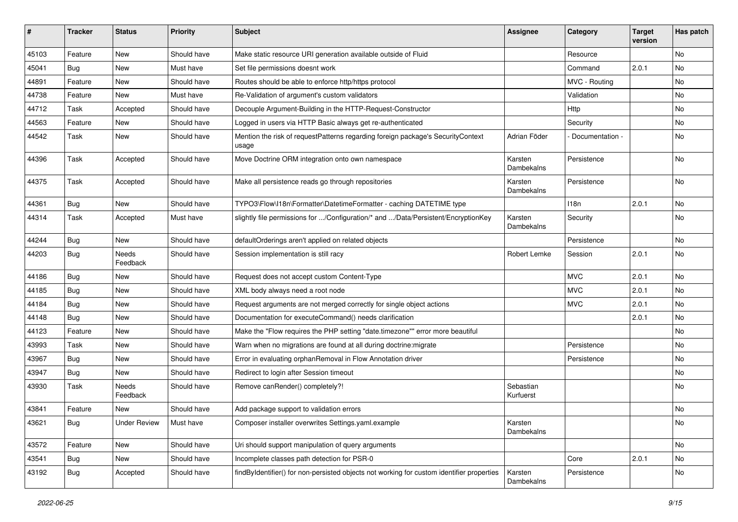| # | Tracker | Status | Priority | Subject | Assignee | Category | Target version | Has patch |
|---|---|---|---|---|---|---|---|---|
| 45103 | Feature | New | Should have | Make static resource URI generation available outside of Fluid | | Resource | | No |
| 45041 | Bug | New | Must have | Set file permissions doesnt work | | Command | 2.0.1 | No |
| 44891 | Feature | New | Should have | Routes should be able to enforce http/https protocol | | MVC - Routing | | No |
| 44738 | Feature | New | Must have | Re-Validation of argument's custom validators | | Validation | | No |
| 44712 | Task | Accepted | Should have | Decouple Argument-Building in the HTTP-Request-Constructor | | Http | | No |
| 44563 | Feature | New | Should have | Logged in users via HTTP Basic always get re-authenticated | | Security | | No |
| 44542 | Task | New | Should have | Mention the risk of requestPatterns regarding foreign package's SecurityContext usage | Adrian Föder | - Documentation - | | No |
| 44396 | Task | Accepted | Should have | Move Doctrine ORM integration onto own namespace | Karsten Dambekalns | Persistence | | No |
| 44375 | Task | Accepted | Should have | Make all persistence reads go through repositories | Karsten Dambekalns | Persistence | | No |
| 44361 | Bug | New | Should have | TYPO3\Flow\I18n\Formatter\DatetimeFormatter - caching DATETIME type | | I18n | 2.0.1 | No |
| 44314 | Task | Accepted | Must have | slightly file permissions for .../Configuration/* and .../Data/Persistent/EncryptionKey | Karsten Dambekalns | Security | | No |
| 44244 | Bug | New | Should have | defaultOrderings aren't applied on related objects | | Persistence | | No |
| 44203 | Bug | Needs Feedback | Should have | Session implementation is still racy | Robert Lemke | Session | 2.0.1 | No |
| 44186 | Bug | New | Should have | Request does not accept custom Content-Type | | MVC | 2.0.1 | No |
| 44185 | Bug | New | Should have | XML body always need a root node | | MVC | 2.0.1 | No |
| 44184 | Bug | New | Should have | Request arguments are not merged correctly for single object actions | | MVC | 2.0.1 | No |
| 44148 | Bug | New | Should have | Documentation for executeCommand() needs clarification | | | 2.0.1 | No |
| 44123 | Feature | New | Should have | Make the "Flow requires the PHP setting "date.timezone"" error more beautiful | | | | No |
| 43993 | Task | New | Should have | Warn when no migrations are found at all during doctrine:migrate | | Persistence | | No |
| 43967 | Bug | New | Should have | Error in evaluating orphanRemoval in Flow Annotation driver | | Persistence | | No |
| 43947 | Bug | New | Should have | Redirect to login after Session timeout | | | | No |
| 43930 | Task | Needs Feedback | Should have | Remove canRender() completely?! | Sebastian Kurfuerst | | | No |
| 43841 | Feature | New | Should have | Add package support to validation errors | | | | No |
| 43621 | Bug | Under Review | Must have | Composer installer overwrites Settings.yaml.example | Karsten Dambekalns | | | No |
| 43572 | Feature | New | Should have | Uri should support manipulation of query arguments | | | | No |
| 43541 | Bug | New | Should have | Incomplete classes path detection for PSR-0 | | Core | 2.0.1 | No |
| 43192 | Bug | Accepted | Should have | findByIdentifier() for non-persisted objects not working for custom identifier properties | Karsten Dambekalns | Persistence | | No |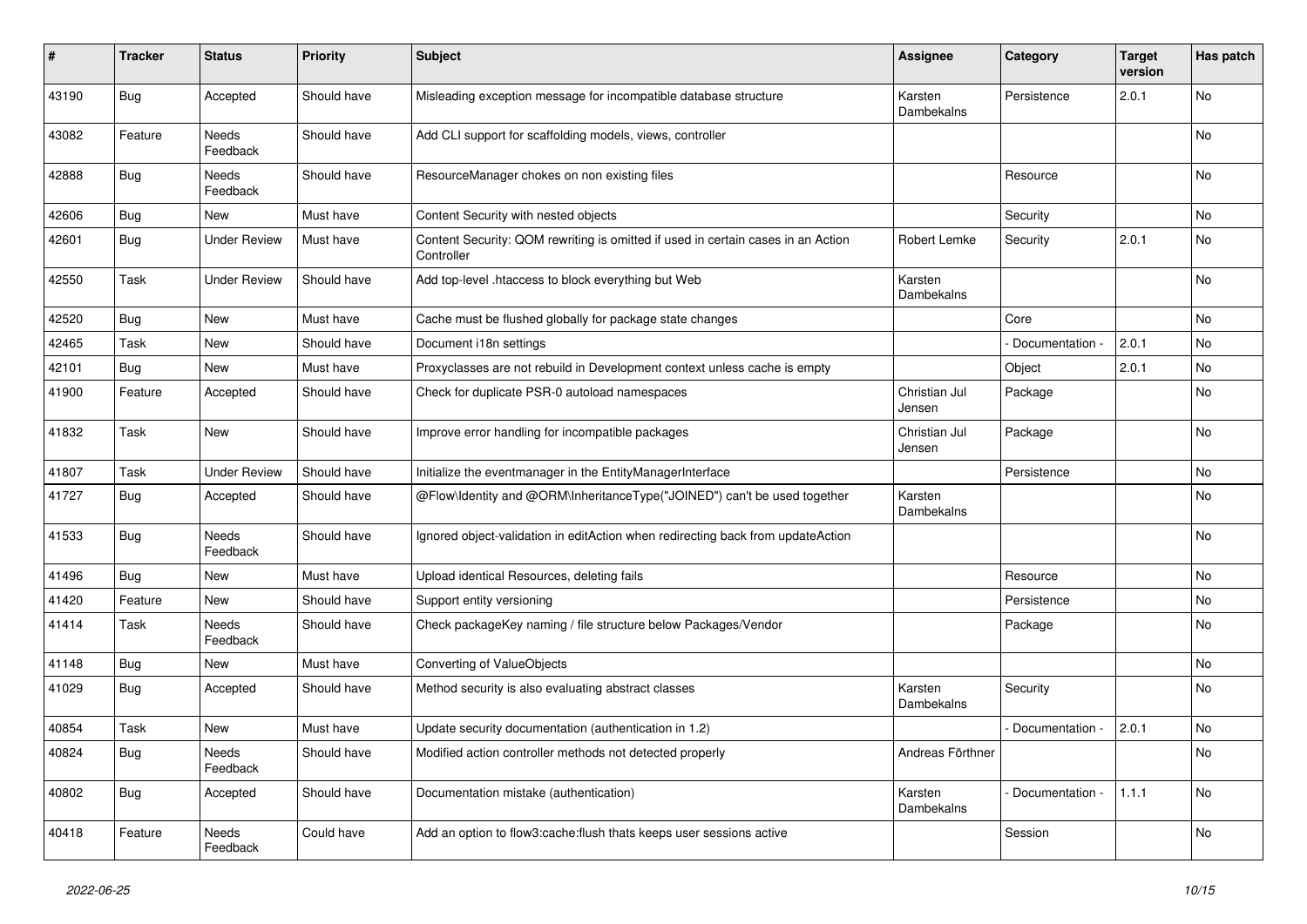| # | Tracker | Status | Priority | Subject | Assignee | Category | Target version | Has patch |
|---|---|---|---|---|---|---|---|---|
| 43190 | Bug | Accepted | Should have | Misleading exception message for incompatible database structure | Karsten Dambekalns | Persistence | 2.0.1 | No |
| 43082 | Feature | Needs Feedback | Should have | Add CLI support for scaffolding models, views, controller | | | | No |
| 42888 | Bug | Needs Feedback | Should have | ResourceManager chokes on non existing files | | Resource | | No |
| 42606 | Bug | New | Must have | Content Security with nested objects | | Security | | No |
| 42601 | Bug | Under Review | Must have | Content Security: QOM rewriting is omitted if used in certain cases in an Action Controller | Robert Lemke | Security | 2.0.1 | No |
| 42550 | Task | Under Review | Should have | Add top-level .htaccess to block everything but Web | Karsten Dambekalns | | | No |
| 42520 | Bug | New | Must have | Cache must be flushed globally for package state changes | | Core | | No |
| 42465 | Task | New | Should have | Document i18n settings | | - Documentation - | 2.0.1 | No |
| 42101 | Bug | New | Must have | Proxyclasses are not rebuild in Development context unless cache is empty | | Object | 2.0.1 | No |
| 41900 | Feature | Accepted | Should have | Check for duplicate PSR-0 autoload namespaces | Christian Jul Jensen | Package | | No |
| 41832 | Task | New | Should have | Improve error handling for incompatible packages | Christian Jul Jensen | Package | | No |
| 41807 | Task | Under Review | Should have | Initialize the eventmanager in the EntityManagerInterface | | Persistence | | No |
| 41727 | Bug | Accepted | Should have | @Flow\Identity and @ORM\InheritanceType("JOINED") can't be used together | Karsten Dambekalns | | | No |
| 41533 | Bug | Needs Feedback | Should have | Ignored object-validation in editAction when redirecting back from updateAction | | | | No |
| 41496 | Bug | New | Must have | Upload identical Resources, deleting fails | | Resource | | No |
| 41420 | Feature | New | Should have | Support entity versioning | | Persistence | | No |
| 41414 | Task | Needs Feedback | Should have | Check packageKey naming / file structure below Packages/Vendor | | Package | | No |
| 41148 | Bug | New | Must have | Converting of ValueObjects | | | | No |
| 41029 | Bug | Accepted | Should have | Method security is also evaluating abstract classes | Karsten Dambekalns | Security | | No |
| 40854 | Task | New | Must have | Update security documentation (authentication in 1.2) | | - Documentation - | 2.0.1 | No |
| 40824 | Bug | Needs Feedback | Should have | Modified action controller methods not detected properly | Andreas Förthner | | | No |
| 40802 | Bug | Accepted | Should have | Documentation mistake (authentication) | Karsten Dambekalns | - Documentation - | 1.1.1 | No |
| 40418 | Feature | Needs Feedback | Could have | Add an option to flow3:cache:flush thats keeps user sessions active | | Session | | No |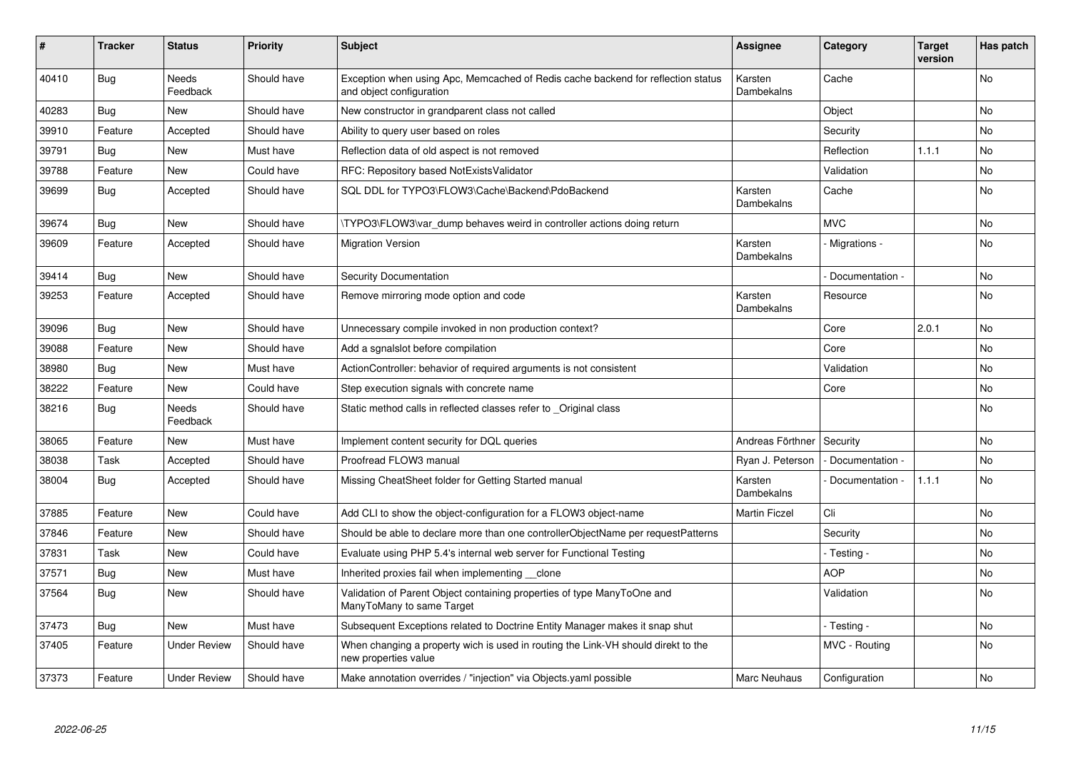| # | Tracker | Status | Priority | Subject | Assignee | Category | Target version | Has patch |
|---|---|---|---|---|---|---|---|---|
| 40410 | Bug | Needs Feedback | Should have | Exception when using Apc, Memcached of Redis cache backend for reflection status and object configuration | Karsten Dambekalns | Cache | | No |
| 40283 | Bug | New | Should have | New constructor in grandparent class not called | | Object | | No |
| 39910 | Feature | Accepted | Should have | Ability to query user based on roles | | Security | | No |
| 39791 | Bug | New | Must have | Reflection data of old aspect is not removed | | Reflection | 1.1.1 | No |
| 39788 | Feature | New | Could have | RFC: Repository based NotExistsValidator | | Validation | | No |
| 39699 | Bug | Accepted | Should have | SQL DDL for TYPO3\FLOW3\Cache\Backend\PdoBackend | Karsten Dambekalns | Cache | | No |
| 39674 | Bug | New | Should have | \TYPO3\FLOW3\var_dump behaves weird in controller actions doing return | | MVC | | No |
| 39609 | Feature | Accepted | Should have | Migration Version | Karsten Dambekalns | - Migrations - | | No |
| 39414 | Bug | New | Should have | Security Documentation | | - Documentation - | | No |
| 39253 | Feature | Accepted | Should have | Remove mirroring mode option and code | Karsten Dambekalns | Resource | | No |
| 39096 | Bug | New | Should have | Unnecessary compile invoked in non production context? | | Core | 2.0.1 | No |
| 39088 | Feature | New | Should have | Add a sgnalslot before compilation | | Core | | No |
| 38980 | Bug | New | Must have | ActionController: behavior of required arguments is not consistent | | Validation | | No |
| 38222 | Feature | New | Could have | Step execution signals with concrete name | | Core | | No |
| 38216 | Bug | Needs Feedback | Should have | Static method calls in reflected classes refer to _Original class | | | | No |
| 38065 | Feature | New | Must have | Implement content security for DQL queries | Andreas Förthner | Security | | No |
| 38038 | Task | Accepted | Should have | Proofread FLOW3 manual | Ryan J. Peterson | - Documentation - | | No |
| 38004 | Bug | Accepted | Should have | Missing CheatSheet folder for Getting Started manual | Karsten Dambekalns | - Documentation - | 1.1.1 | No |
| 37885 | Feature | New | Could have | Add CLI to show the object-configuration for a FLOW3 object-name | Martin Ficzel | Cli | | No |
| 37846 | Feature | New | Should have | Should be able to declare more than one controllerObjectName per requestPatterns | | Security | | No |
| 37831 | Task | New | Could have | Evaluate using PHP 5.4's internal web server for Functional Testing | | - Testing - | | No |
| 37571 | Bug | New | Must have | Inherited proxies fail when implementing __clone | | AOP | | No |
| 37564 | Bug | New | Should have | Validation of Parent Object containing properties of type ManyToOne and ManyToMany to same Target | | Validation | | No |
| 37473 | Bug | New | Must have | Subsequent Exceptions related to Doctrine Entity Manager makes it snap shut | | - Testing - | | No |
| 37405 | Feature | Under Review | Should have | When changing a property wich is used in routing the Link-VH should direkt to the new properties value | | MVC - Routing | | No |
| 37373 | Feature | Under Review | Should have | Make annotation overrides / "injection" via Objects.yaml possible | Marc Neuhaus | Configuration | | No |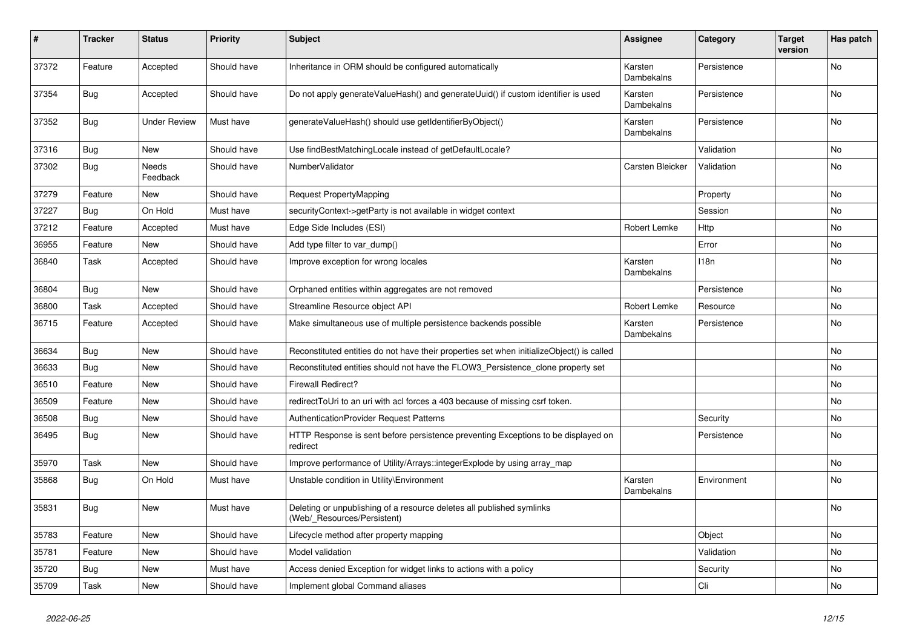| # | Tracker | Status | Priority | Subject | Assignee | Category | Target version | Has patch |
|---|---|---|---|---|---|---|---|---|
| 37372 | Feature | Accepted | Should have | Inheritance in ORM should be configured automatically | Karsten Dambekalns | Persistence | | No |
| 37354 | Bug | Accepted | Should have | Do not apply generateValueHash() and generateUuid() if custom identifier is used | Karsten Dambekalns | Persistence | | No |
| 37352 | Bug | Under Review | Must have | generateValueHash() should use getIdentifierByObject() | Karsten Dambekalns | Persistence | | No |
| 37316 | Bug | New | Should have | Use findBestMatchingLocale instead of getDefaultLocale? | | Validation | | No |
| 37302 | Bug | Needs Feedback | Should have | NumberValidator | Carsten Bleicker | Validation | | No |
| 37279 | Feature | New | Should have | Request PropertyMapping | | Property | | No |
| 37227 | Bug | On Hold | Must have | securityContext->getParty is not available in widget context | | Session | | No |
| 37212 | Feature | Accepted | Must have | Edge Side Includes (ESI) | Robert Lemke | Http | | No |
| 36955 | Feature | New | Should have | Add type filter to var_dump() | | Error | | No |
| 36840 | Task | Accepted | Should have | Improve exception for wrong locales | Karsten Dambekalns | I18n | | No |
| 36804 | Bug | New | Should have | Orphaned entities within aggregates are not removed | | Persistence | | No |
| 36800 | Task | Accepted | Should have | Streamline Resource object API | Robert Lemke | Resource | | No |
| 36715 | Feature | Accepted | Should have | Make simultaneous use of multiple persistence backends possible | Karsten Dambekalns | Persistence | | No |
| 36634 | Bug | New | Should have | Reconstituted entities do not have their properties set when initializeObject() is called | | | | No |
| 36633 | Bug | New | Should have | Reconstituted entities should not have the FLOW3_Persistence_clone property set | | | | No |
| 36510 | Feature | New | Should have | Firewall Redirect? | | | | No |
| 36509 | Feature | New | Should have | redirectToUri to an uri with acl forces a 403 because of missing csrf token. | | | | No |
| 36508 | Bug | New | Should have | AuthenticationProvider Request Patterns | | Security | | No |
| 36495 | Bug | New | Should have | HTTP Response is sent before persistence preventing Exceptions to be displayed on redirect | | Persistence | | No |
| 35970 | Task | New | Should have | Improve performance of Utility/Arrays::integerExplode by using array_map | | | | No |
| 35868 | Bug | On Hold | Must have | Unstable condition in Utility\Environment | Karsten Dambekalns | Environment | | No |
| 35831 | Bug | New | Must have | Deleting or unpublishing of a resource deletes all published symlinks (Web/_Resources/Persistent) | | | | No |
| 35783 | Feature | New | Should have | Lifecycle method after property mapping | | Object | | No |
| 35781 | Feature | New | Should have | Model validation | | Validation | | No |
| 35720 | Bug | New | Must have | Access denied Exception for widget links to actions with a policy | | Security | | No |
| 35709 | Task | New | Should have | Implement global Command aliases | | Cli | | No |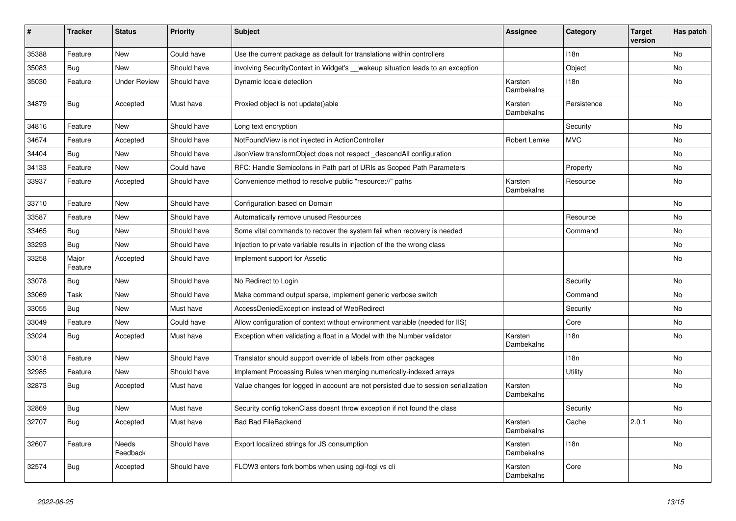| # | Tracker | Status | Priority | Subject | Assignee | Category | Target version | Has patch |
|---|---|---|---|---|---|---|---|---|
| 35388 | Feature | New | Could have | Use the current package as default for translations within controllers | | I18n | | No |
| 35083 | Bug | New | Should have | involving SecurityContext in Widget's __wakeup situation leads to an exception | | Object | | No |
| 35030 | Feature | Under Review | Should have | Dynamic locale detection | Karsten Dambekalns | I18n | | No |
| 34879 | Bug | Accepted | Must have | Proxied object is not update()able | Karsten Dambekalns | Persistence | | No |
| 34816 | Feature | New | Should have | Long text encryption | | Security | | No |
| 34674 | Feature | Accepted | Should have | NotFoundView is not injected in ActionController | Robert Lemke | MVC | | No |
| 34404 | Bug | New | Should have | JsonView transformObject does not respect _descendAll configuration | | | | No |
| 34133 | Feature | New | Could have | RFC: Handle Semicolons in Path part of URIs as Scoped Path Parameters | | Property | | No |
| 33937 | Feature | Accepted | Should have | Convenience method to resolve public "resource://" paths | Karsten Dambekalns | Resource | | No |
| 33710 | Feature | New | Should have | Configuration based on Domain | | | | No |
| 33587 | Feature | New | Should have | Automatically remove unused Resources | | Resource | | No |
| 33465 | Bug | New | Should have | Some vital commands to recover the system fail when recovery is needed | | Command | | No |
| 33293 | Bug | New | Should have | Injection to private variable results in injection of the the wrong class | | | | No |
| 33258 | Major Feature | Accepted | Should have | Implement support for Assetic | | | | No |
| 33078 | Bug | New | Should have | No Redirect to Login | | Security | | No |
| 33069 | Task | New | Should have | Make command output sparse, implement generic verbose switch | | Command | | No |
| 33055 | Bug | New | Must have | AccessDeniedException instead of WebRedirect | | Security | | No |
| 33049 | Feature | New | Could have | Allow configuration of context without environment variable (needed for IIS) | | Core | | No |
| 33024 | Bug | Accepted | Must have | Exception when validating a float in a Model with the Number validator | Karsten Dambekalns | I18n | | No |
| 33018 | Feature | New | Should have | Translator should support override of labels from other packages | | I18n | | No |
| 32985 | Feature | New | Should have | Implement Processing Rules when merging numerically-indexed arrays | | Utility | | No |
| 32873 | Bug | Accepted | Must have | Value changes for logged in account are not persisted due to session serialization | Karsten Dambekalns | | | No |
| 32869 | Bug | New | Must have | Security config tokenClass doesnt throw exception if not found the class | | Security | | No |
| 32707 | Bug | Accepted | Must have | Bad Bad FileBackend | Karsten Dambekalns | Cache | 2.0.1 | No |
| 32607 | Feature | Needs Feedback | Should have | Export localized strings for JS consumption | Karsten Dambekalns | I18n | | No |
| 32574 | Bug | Accepted | Should have | FLOW3 enters fork bombs when using cgi-fcgi vs cli | Karsten Dambekalns | Core | | No |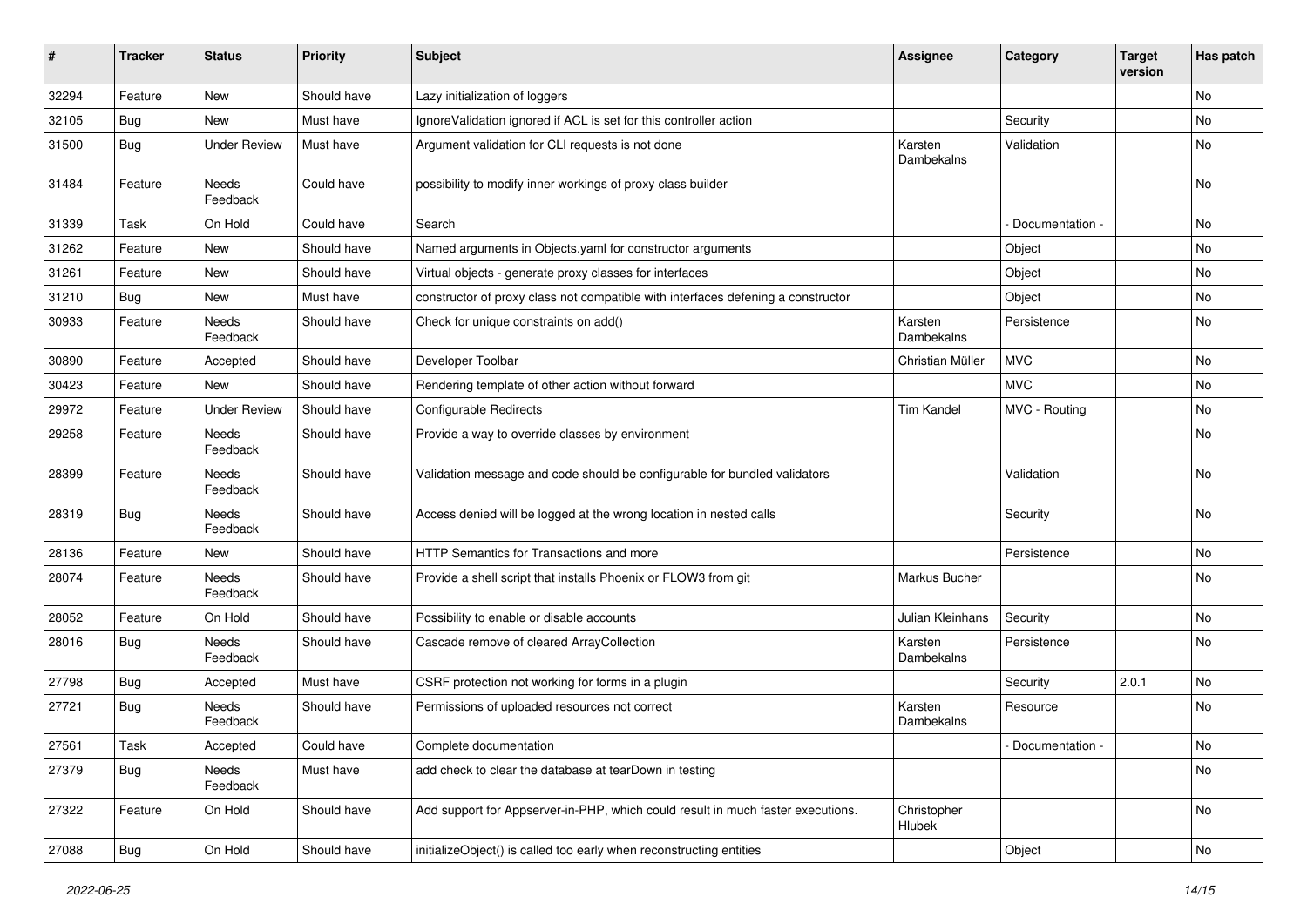| # | Tracker | Status | Priority | Subject | Assignee | Category | Target version | Has patch |
|---|---|---|---|---|---|---|---|---|
| 32294 | Feature | New | Should have | Lazy initialization of loggers | | | | No |
| 32105 | Bug | New | Must have | IgnoreValidation ignored if ACL is set for this controller action | | Security | | No |
| 31500 | Bug | Under Review | Must have | Argument validation for CLI requests is not done | Karsten Dambekalns | Validation | | No |
| 31484 | Feature | Needs Feedback | Could have | possibility to modify inner workings of proxy class builder | | | | No |
| 31339 | Task | On Hold | Could have | Search | | - Documentation - | | No |
| 31262 | Feature | New | Should have | Named arguments in Objects.yaml for constructor arguments | | Object | | No |
| 31261 | Feature | New | Should have | Virtual objects - generate proxy classes for interfaces | | Object | | No |
| 31210 | Bug | New | Must have | constructor of proxy class not compatible with interfaces defening a constructor | | Object | | No |
| 30933 | Feature | Needs Feedback | Should have | Check for unique constraints on add() | Karsten Dambekalns | Persistence | | No |
| 30890 | Feature | Accepted | Should have | Developer Toolbar | Christian Müller | MVC | | No |
| 30423 | Feature | New | Should have | Rendering template of other action without forward | | MVC | | No |
| 29972 | Feature | Under Review | Should have | Configurable Redirects | Tim Kandel | MVC - Routing | | No |
| 29258 | Feature | Needs Feedback | Should have | Provide a way to override classes by environment | | | | No |
| 28399 | Feature | Needs Feedback | Should have | Validation message and code should be configurable for bundled validators | | Validation | | No |
| 28319 | Bug | Needs Feedback | Should have | Access denied will be logged at the wrong location in nested calls | | Security | | No |
| 28136 | Feature | New | Should have | HTTP Semantics for Transactions and more | | Persistence | | No |
| 28074 | Feature | Needs Feedback | Should have | Provide a shell script that installs Phoenix or FLOW3 from git | Markus Bucher | | | No |
| 28052 | Feature | On Hold | Should have | Possibility to enable or disable accounts | Julian Kleinhans | Security | | No |
| 28016 | Bug | Needs Feedback | Should have | Cascade remove of cleared ArrayCollection | Karsten Dambekalns | Persistence | | No |
| 27798 | Bug | Accepted | Must have | CSRF protection not working for forms in a plugin | | Security | 2.0.1 | No |
| 27721 | Bug | Needs Feedback | Should have | Permissions of uploaded resources not correct | Karsten Dambekalns | Resource | | No |
| 27561 | Task | Accepted | Could have | Complete documentation | | - Documentation - | | No |
| 27379 | Bug | Needs Feedback | Must have | add check to clear the database at tearDown in testing | | | | No |
| 27322 | Feature | On Hold | Should have | Add support for Appserver-in-PHP, which could result in much faster executions. | Christopher Hlubek | | | No |
| 27088 | Bug | On Hold | Should have | initializeObject() is called too early when reconstructing entities | | Object | | No |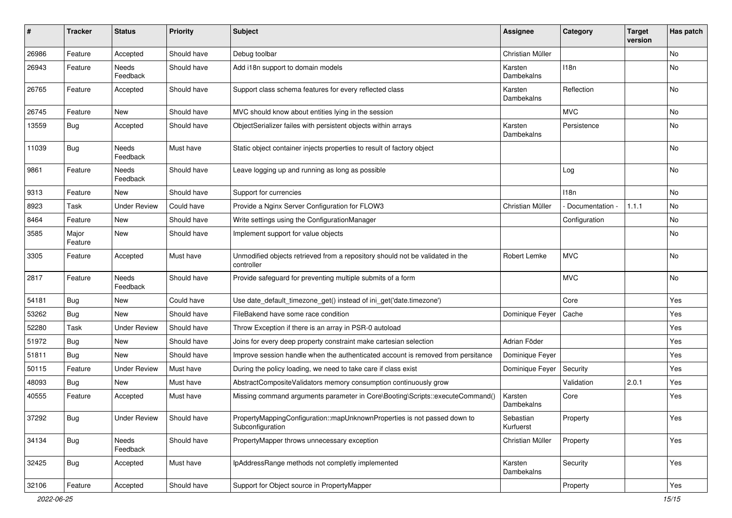| # | Tracker | Status | Priority | Subject | Assignee | Category | Target version | Has patch |
|---|---|---|---|---|---|---|---|---|
| 26986 | Feature | Accepted | Should have | Debug toolbar | Christian Müller | | | No |
| 26943 | Feature | Needs Feedback | Should have | Add i18n support to domain models | Karsten Dambekalns | I18n | | No |
| 26765 | Feature | Accepted | Should have | Support class schema features for every reflected class | Karsten Dambekalns | Reflection | | No |
| 26745 | Feature | New | Should have | MVC should know about entities lying in the session | | MVC | | No |
| 13559 | Bug | Accepted | Should have | ObjectSerializer failes with persistent objects within arrays | Karsten Dambekalns | Persistence | | No |
| 11039 | Bug | Needs Feedback | Must have | Static object container injects properties to result of factory object | | | | No |
| 9861 | Feature | Needs Feedback | Should have | Leave logging up and running as long as possible | | Log | | No |
| 9313 | Feature | New | Should have | Support for currencies | | I18n | | No |
| 8923 | Task | Under Review | Could have | Provide a Nginx Server Configuration for FLOW3 | Christian Müller | - Documentation - | 1.1.1 | No |
| 8464 | Feature | New | Should have | Write settings using the ConfigurationManager | | Configuration | | No |
| 3585 | Major Feature | New | Should have | Implement support for value objects | | | | No |
| 3305 | Feature | Accepted | Must have | Unmodified objects retrieved from a repository should not be validated in the controller | Robert Lemke | MVC | | No |
| 2817 | Feature | Needs Feedback | Should have | Provide safeguard for preventing multiple submits of a form | | MVC | | No |
| 54181 | Bug | New | Could have | Use date_default_timezone_get() instead of ini_get('date.timezone') | | Core | | Yes |
| 53262 | Bug | New | Should have | FileBakend have some race condition | Dominique Feyer | Cache | | Yes |
| 52280 | Task | Under Review | Should have | Throw Exception if there is an array in PSR-0 autoload | | | | Yes |
| 51972 | Bug | New | Should have | Joins for every deep property constraint make cartesian selection | Adrian Föder | | | Yes |
| 51811 | Bug | New | Should have | Improve session handle when the authenticated account is removed from persitance | Dominique Feyer | | | Yes |
| 50115 | Feature | Under Review | Must have | During the policy loading, we need to take care if class exist | Dominique Feyer | Security | | Yes |
| 48093 | Bug | New | Must have | AbstractCompositeValidators memory consumption continuously grow | | Validation | 2.0.1 | Yes |
| 40555 | Feature | Accepted | Must have | Missing command arguments parameter in Core\Booting\Scripts::executeCommand() | Karsten Dambekalns | Core | | Yes |
| 37292 | Bug | Under Review | Should have | PropertyMappingConfiguration::mapUnknownProperties is not passed down to Subconfiguration | Sebastian Kurfuerst | Property | | Yes |
| 34134 | Bug | Needs Feedback | Should have | PropertyMapper throws unnecessary exception | Christian Müller | Property | | Yes |
| 32425 | Bug | Accepted | Must have | IpAddressRange methods not completly implemented | Karsten Dambekalns | Security | | Yes |
| 32106 | Feature | Accepted | Should have | Support for Object source in PropertyMapper | | Property | | Yes |